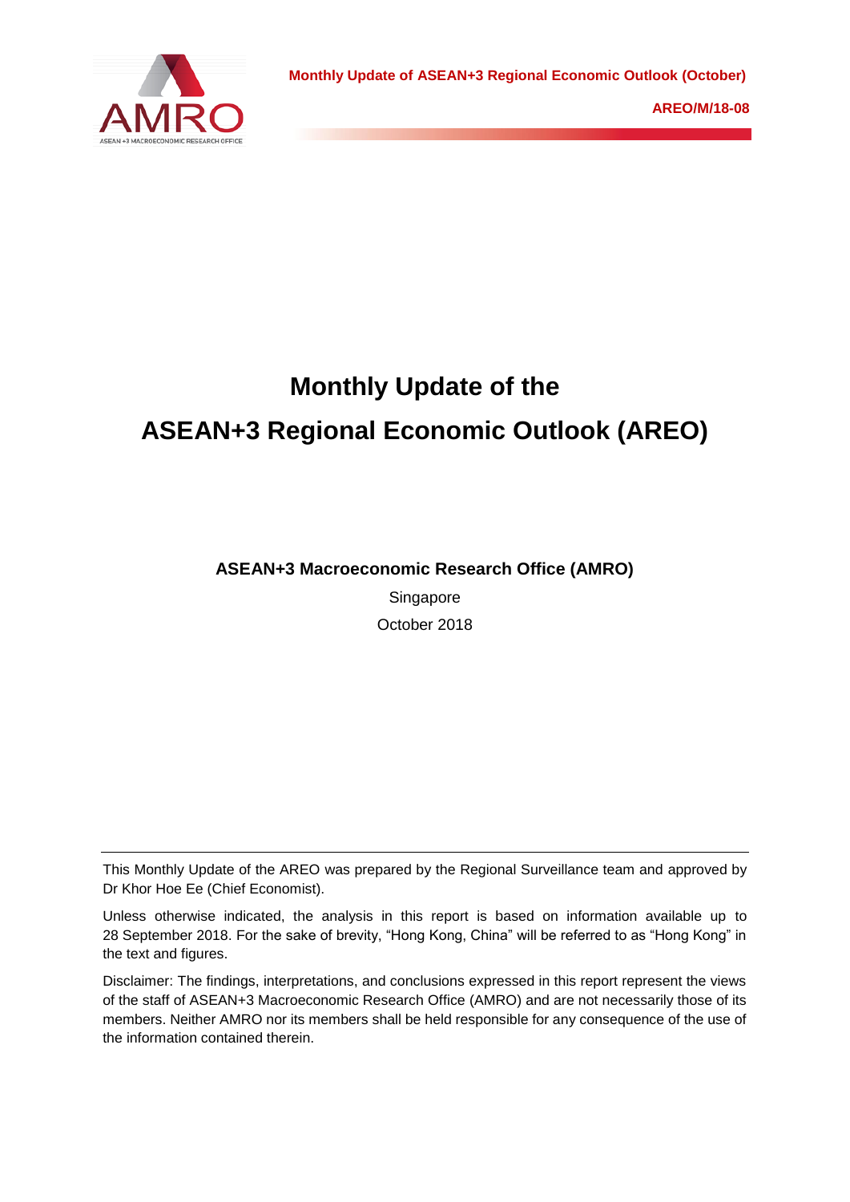Monthly Update of ASEAN+3 Regional Economic Outlook (October)

AREO/M/18-08

# Monthly Update of the ASEAN+3 Regional Economic Outlook (AREO)

**ASEAN+3 Macroeconomic Research Office (AMRO)**

Singapore

October 2018

---

This Monthly Update of the AREO was prepared by the Regional Surveillance team and approved by Dr Khor Hoe Ee (Chief Economist).

Unless otherwise indicated, the analysis in this report is based on information available up to 28 September 2018. For the sake of brevity, "Hong Kong, China" will be referred to as "Hong Kong" in the text and figures.

Disclaimer: The findings, interpretations, and conclusions expressed in this report represent the views of the staff of ASEAN+3 Macroeconomic Research Office (AMRO) and are not necessarily those of its members. Neither AMRO nor its members shall be held responsible for any consequence of the use of the information contained therein.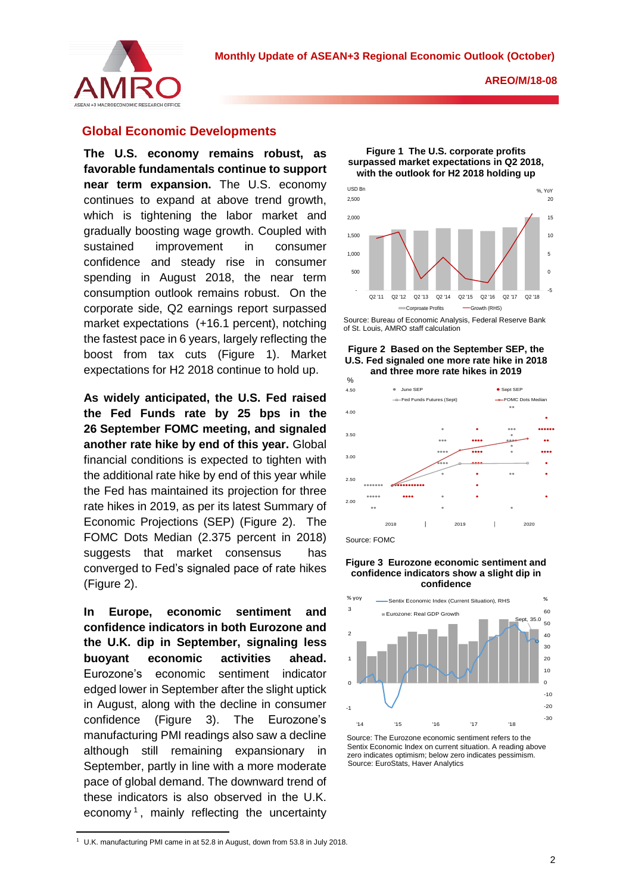## Global Economic Developments

**The U.S. economy remains robust, as favorable fundamentals continue to support near term expansion.** The U.S. economy continues to expand at above trend growth, which is tightening the labor market and gradually boosting wage growth. Coupled with sustained improvement in consumer confidence and steady rise in consumer spending in August 2018, the near term consumption outlook remains robust. On the corporate side, Q2 earnings report surpassed market expectations (+16.1 percent), notching the fastest pace in 6 years, largely reflecting the boost from tax cuts (Figure 1). Market expectations for H2 2018 continue to hold up.

**As widely anticipated, the U.S. Fed raised the Fed Funds rate by 25 bps in the 26 September FOMC meeting, and signaled another rate hike by end of this year.** Global financial conditions is expected to tighten with the additional rate hike by end of this year while the Fed has maintained its projection for three rate hikes in 2019, as per its latest Summary of Economic Projections (SEP) (Figure 2). The FOMC Dots Median (2.375 percent in 2018) suggests that market consensus has converged to Fed's signaled pace of rate hikes (Figure 2).

**In Europe, economic sentiment and confidence indicators in both Eurozone and the U.K. dip in September, signaling less buoyant economic activities ahead.** Eurozone's economic sentiment indicator edged lower in September after the slight uptick in August, along with the decline in consumer confidence (Figure 3). The Eurozone's manufacturing PMI readings also saw a decline although still remaining expansionary in September, partly in line with a more moderate pace of global demand. The downward trend of these indicators is also observed in the U.K. economy[1], mainly reflecting the uncertainty

**Figure 1 The U.S. corporate profits surpassed market expectations in Q2 2018, with the outlook for H2 2018 holding up**

Source: Bureau of Economic Analysis, Federal Reserve Bank of St. Louis, AMRO staff calculation

**Figure 2 Based on the September SEP, the U.S. Fed signaled one more rate hike in 2018 and three more rate hikes in 2019**

Source: FOMC

**Figure 3 Eurozone economic sentiment and confidence indicators show a slight dip in confidence**

Source: The Eurozone economic sentiment refers to the Sentix Economic Index on current situation. A reading above zero indicates optimism; below zero indicates pessimism.
Source: EuroStats, Haver Analytics

---

[1] U.K. manufacturing PMI came in at 52.8 in August, down from 53.8 in July 2018.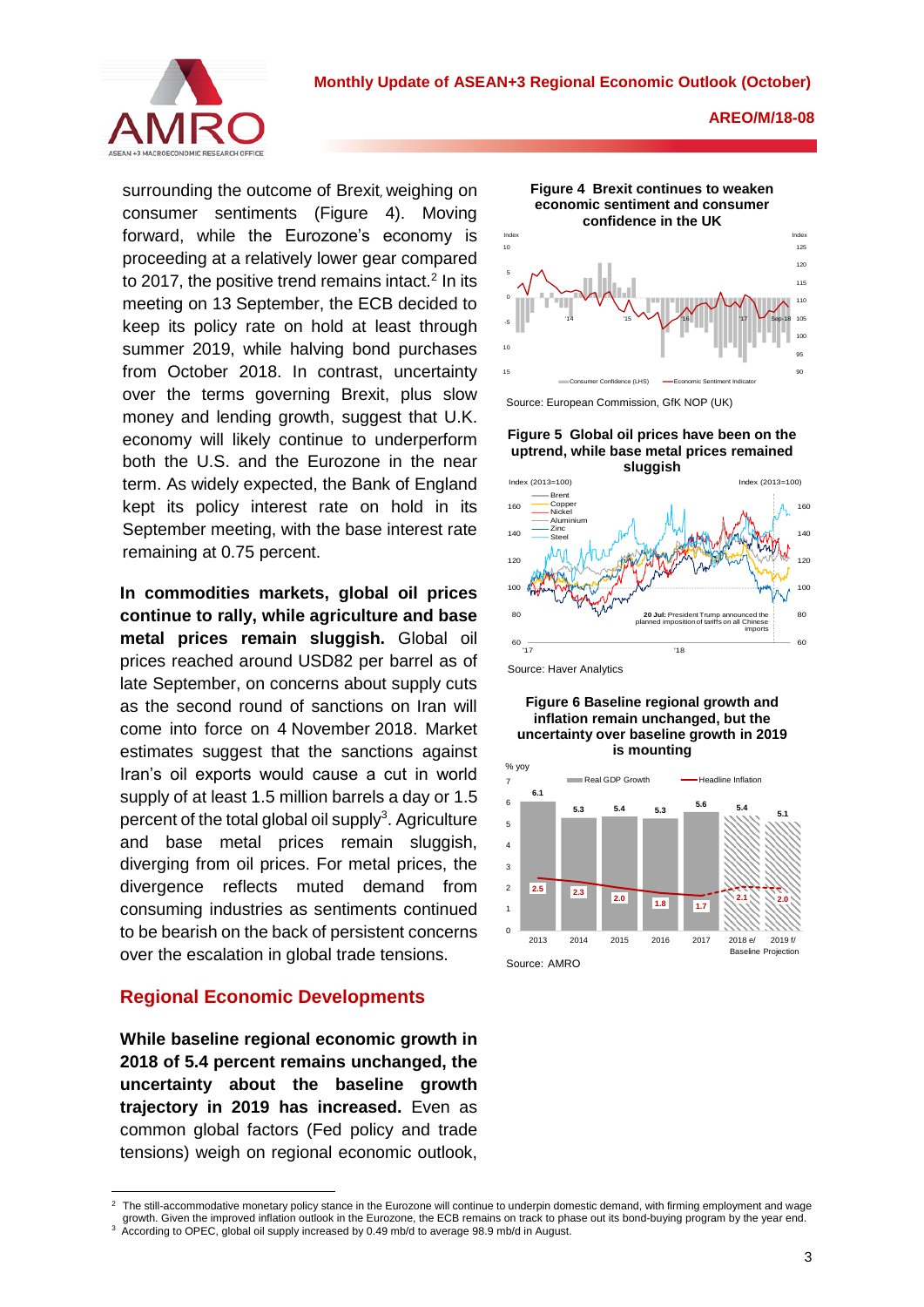surrounding the outcome of Brexit, weighing on consumer sentiments (Figure 4). Moving forward, while the Eurozone's economy is proceeding at a relatively lower gear compared to 2017, the positive trend remains intact.[2] In its meeting on 13 September, the ECB decided to keep its policy rate on hold at least through summer 2019, while halving bond purchases from October 2018. In contrast, uncertainty over the terms governing Brexit, plus slow money and lending growth, suggest that U.K. economy will likely continue to underperform both the U.S. and the Eurozone in the near term. As widely expected, the Bank of England kept its policy interest rate on hold in its September meeting, with the base interest rate remaining at 0.75 percent.

**In commodities markets, global oil prices continue to rally, while agriculture and base metal prices remain sluggish.** Global oil prices reached around USD82 per barrel as of late September, on concerns about supply cuts as the second round of sanctions on Iran will come into force on 4 November 2018. Market estimates suggest that the sanctions against Iran's oil exports would cause a cut in world supply of at least 1.5 million barrels a day or 1.5 percent of the total global oil supply[3]. Agriculture and base metal prices remain sluggish, diverging from oil prices. For metal prices, the divergence reflects muted demand from consuming industries as sentiments continued to be bearish on the back of persistent concerns over the escalation in global trade tensions.

## Regional Economic Developments

**While baseline regional economic growth in 2018 of 5.4 percent remains unchanged, the uncertainty about the baseline growth trajectory in 2019 has increased.** Even as common global factors (Fed policy and trade tensions) weigh on regional economic outlook,

**Figure 4 Brexit continues to weaken economic sentiment and consumer confidence in the UK**

Source: European Commission, GfK NOP (UK)

**Figure 5 Global oil prices have been on the uptrend, while base metal prices remained sluggish**

Source: Haver Analytics

**Figure 6 Baseline regional growth and inflation remain unchanged, but the uncertainty over baseline growth in 2019 is mounting**

| | 2013 | 2014 | 2015 | 2016 | 2017 | 2018 e/ | 2019 f/ |
|---|---|---|---|---|---|---|---|
| Real GDP Growth (% yoy) | 6.1 | 5.3 | 5.4 | 5.3 | 5.6 | 5.4 | 5.1 |
| Headline Inflation (% yoy) | 2.5 | 2.3 | 2.0 | 1.8 | 1.7 | 2.1 | 2.0 |

Source: AMRO

---

[2] The still-accommodative monetary policy stance in the Eurozone will continue to underpin domestic demand, with firming employment and wage growth. Given the improved inflation outlook in the Eurozone, the ECB remains on track to phase out its bond-buying program by the year end.

[3] According to OPEC, global oil supply increased by 0.49 mb/d to average 98.9 mb/d in August.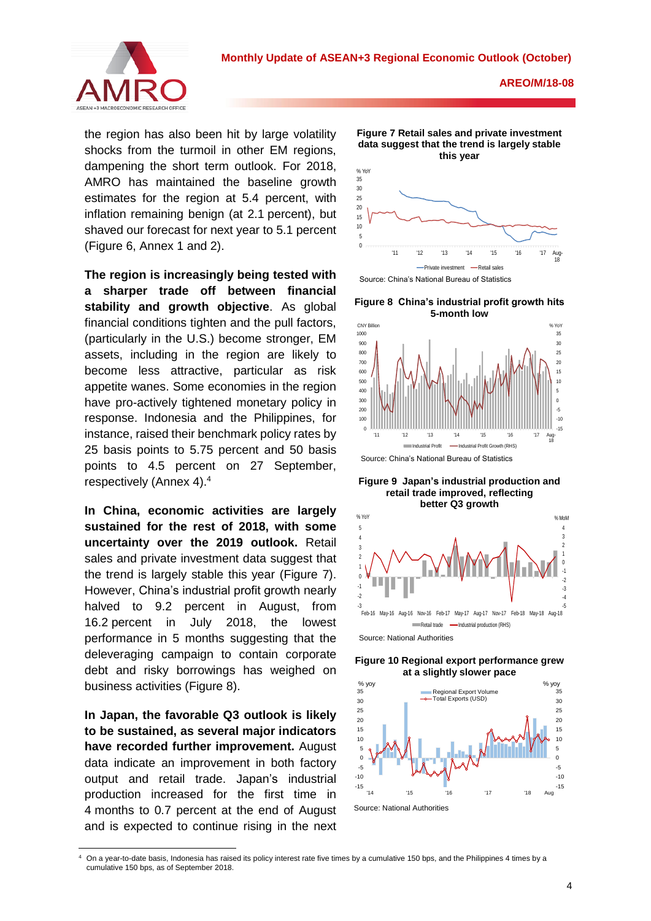the region has also been hit by large volatility shocks from the turmoil in other EM regions, dampening the short term outlook. For 2018, AMRO has maintained the baseline growth estimates for the region at 5.4 percent, with inflation remaining benign (at 2.1 percent), but shaved our forecast for next year to 5.1 percent (Figure 6, Annex 1 and 2).

**The region is increasingly being tested with a sharper trade off between financial stability and growth objective**. As global financial conditions tighten and the pull factors, (particularly in the U.S.) become stronger, EM assets, including in the region are likely to become less attractive, particular as risk appetite wanes. Some economies in the region have pro-actively tightened monetary policy in response. Indonesia and the Philippines, for instance, raised their benchmark policy rates by 25 basis points to 5.75 percent and 50 basis points to 4.5 percent on 27 September, respectively (Annex 4).[4]

**In China, economic activities are largely sustained for the rest of 2018, with some uncertainty over the 2019 outlook.** Retail sales and private investment data suggest that the trend is largely stable this year (Figure 7). However, China's industrial profit growth nearly halved to 9.2 percent in August, from 16.2 percent in July 2018, the lowest performance in 5 months suggesting that the deleveraging campaign to contain corporate debt and risky borrowings has weighed on business activities (Figure 8).

**In Japan, the favorable Q3 outlook is likely to be sustained, as several major indicators have recorded further improvement.** August data indicate an improvement in both factory output and retail trade. Japan's industrial production increased for the first time in 4 months to 0.7 percent at the end of August and is expected to continue rising in the next

**Figure 7 Retail sales and private investment data suggest that the trend is largely stable this year**

Source: China's National Bureau of Statistics

**Figure 8 China's industrial profit growth hits 5-month low**

Source: China's National Bureau of Statistics

**Figure 9 Japan's industrial production and retail trade improved, reflecting better Q3 growth**

Source: National Authorities

**Figure 10 Regional export performance grew at a slightly slower pace**

Source: National Authorities

---

[4] On a year-to-date basis, Indonesia has raised its policy interest rate five times by a cumulative 150 bps, and the Philippines 4 times by a cumulative 150 bps, as of September 2018.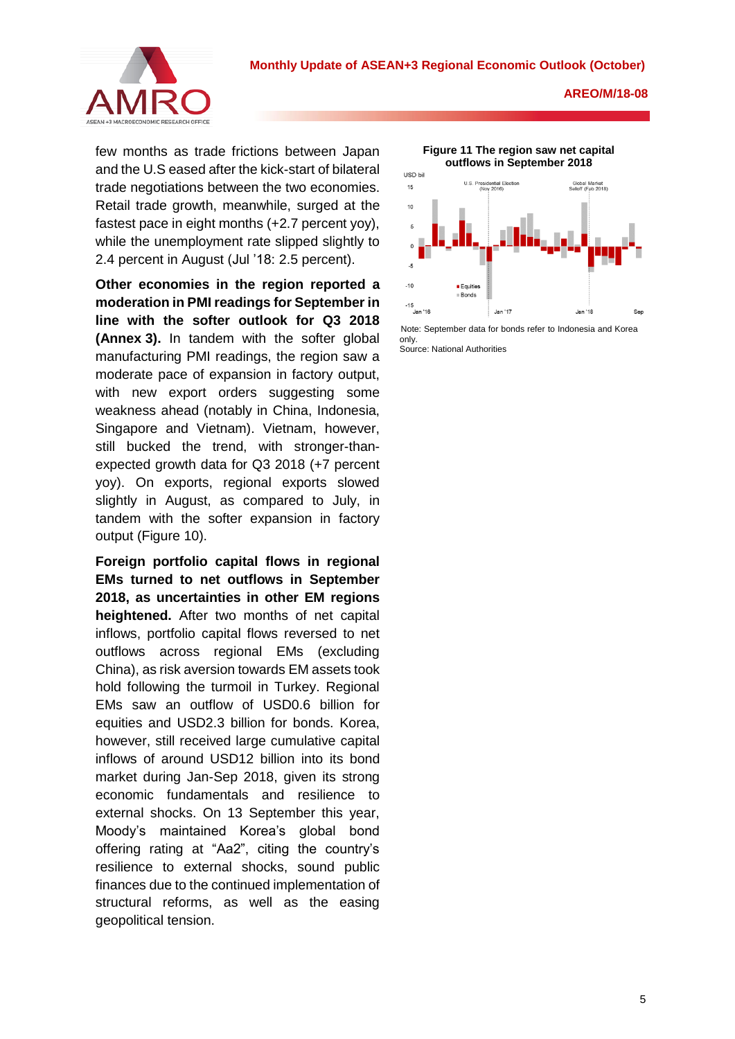few months as trade frictions between Japan and the U.S eased after the kick-start of bilateral trade negotiations between the two economies. Retail trade growth, meanwhile, surged at the fastest pace in eight months (+2.7 percent yoy), while the unemployment rate slipped slightly to 2.4 percent in August (Jul '18: 2.5 percent).

**Other economies in the region reported a moderation in PMI readings for September in line with the softer outlook for Q3 2018 (Annex 3).** In tandem with the softer global manufacturing PMI readings, the region saw a moderate pace of expansion in factory output, with new export orders suggesting some weakness ahead (notably in China, Indonesia, Singapore and Vietnam). Vietnam, however, still bucked the trend, with stronger-than-expected growth data for Q3 2018 (+7 percent yoy). On exports, regional exports slowed slightly in August, as compared to July, in tandem with the softer expansion in factory output (Figure 10).

**Foreign portfolio capital flows in regional EMs turned to net outflows in September 2018, as uncertainties in other EM regions heightened.** After two months of net capital inflows, portfolio capital flows reversed to net outflows across regional EMs (excluding China), as risk aversion towards EM assets took hold following the turmoil in Turkey. Regional EMs saw an outflow of USD0.6 billion for equities and USD2.3 billion for bonds. Korea, however, still received large cumulative capital inflows of around USD12 billion into its bond market during Jan-Sep 2018, given its strong economic fundamentals and resilience to external shocks. On 13 September this year, Moody's maintained Korea's global bond offering rating at "Aa2", citing the country's resilience to external shocks, sound public finances due to the continued implementation of structural reforms, as well as the easing geopolitical tension.

**Figure 11 The region saw net capital outflows in September 2018**

Note: September data for bonds refer to Indonesia and Korea only.
Source: National Authorities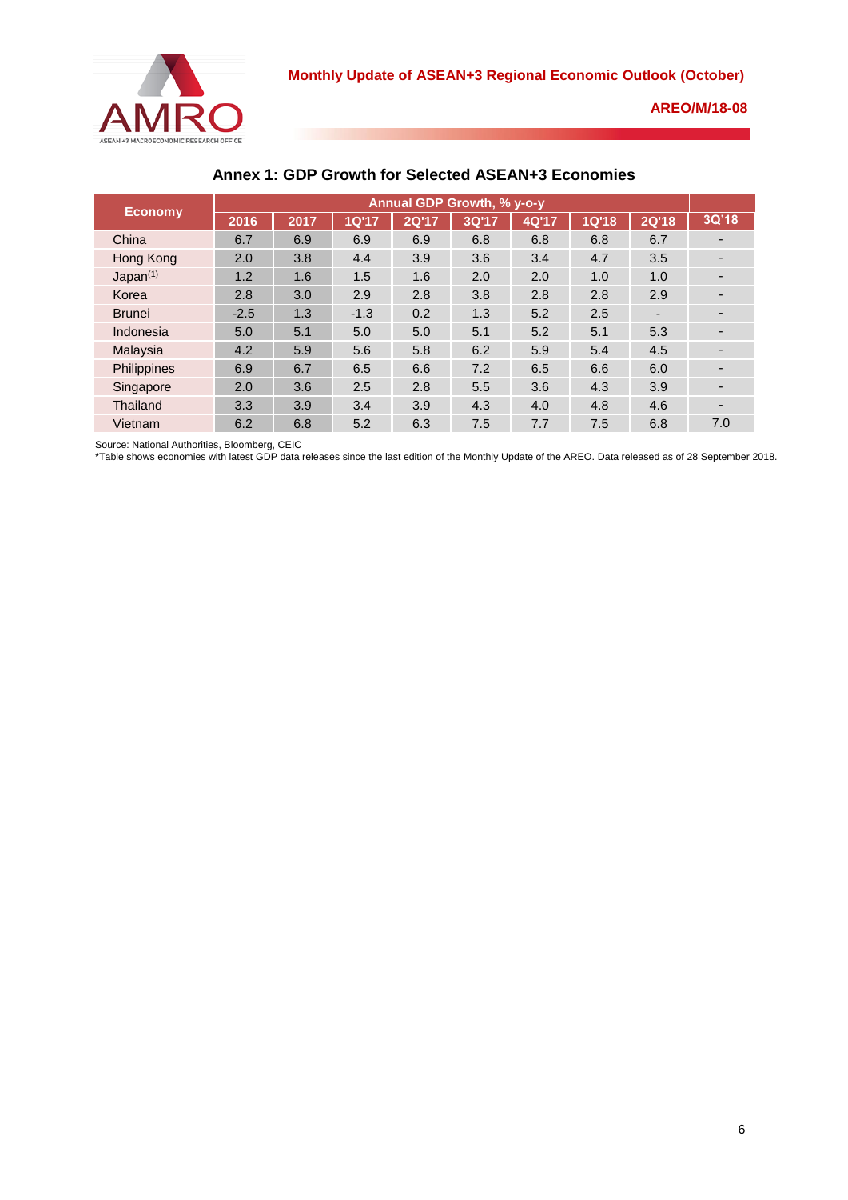## Annex 1: GDP Growth for Selected ASEAN+3 Economies

| Economy | Annual GDP Growth, % y-o-y | | | | | | | | |
|---|---|---|---|---|---|---|---|---|---|
| | 2016 | 2017 | 1Q'17 | 2Q'17 | 3Q'17 | 4Q'17 | 1Q'18 | 2Q'18 | 3Q'18 |
| China | 6.7 | 6.9 | 6.9 | 6.9 | 6.8 | 6.8 | 6.8 | 6.7 | - |
| Hong Kong | 2.0 | 3.8 | 4.4 | 3.9 | 3.6 | 3.4 | 4.7 | 3.5 | - |
| Japan[1] | 1.2 | 1.6 | 1.5 | 1.6 | 2.0 | 2.0 | 1.0 | 1.0 | - |
| Korea | 2.8 | 3.0 | 2.9 | 2.8 | 3.8 | 2.8 | 2.8 | 2.9 | - |
| Brunei | -2.5 | 1.3 | -1.3 | 0.2 | 1.3 | 5.2 | 2.5 | - | - |
| Indonesia | 5.0 | 5.1 | 5.0 | 5.0 | 5.1 | 5.2 | 5.1 | 5.3 | - |
| Malaysia | 4.2 | 5.9 | 5.6 | 5.8 | 6.2 | 5.9 | 5.4 | 4.5 | - |
| Philippines | 6.9 | 6.7 | 6.5 | 6.6 | 7.2 | 6.5 | 6.6 | 6.0 | - |
| Singapore | 2.0 | 3.6 | 2.5 | 2.8 | 5.5 | 3.6 | 4.3 | 3.9 | - |
| Thailand | 3.3 | 3.9 | 3.4 | 3.9 | 4.3 | 4.0 | 4.8 | 4.6 | - |
| Vietnam | 6.2 | 6.8 | 5.2 | 6.3 | 7.5 | 7.7 | 7.5 | 6.8 | 7.0 |

Source: National Authorities, Bloomberg, CEIC

*Table shows economies with latest GDP data releases since the last edition of the Monthly Update of the AREO. Data released as of 28 September 2018.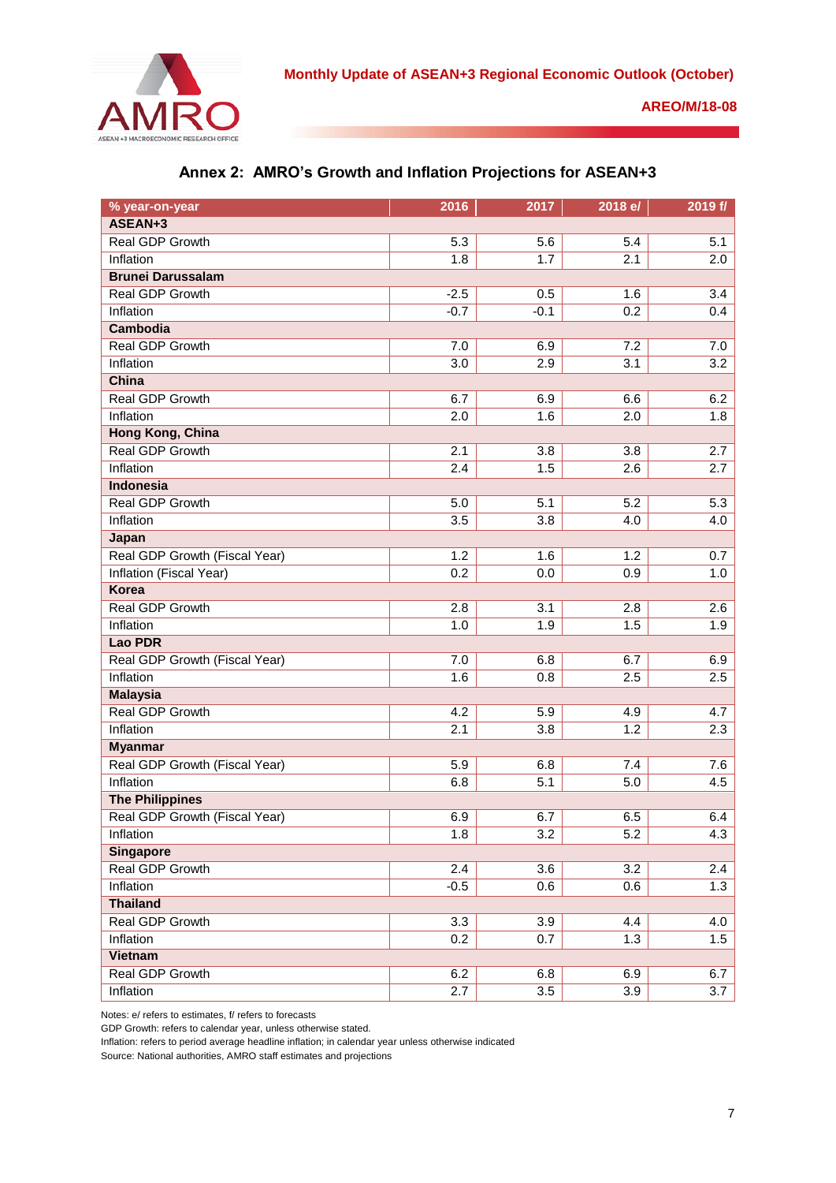## Annex 2: AMRO's Growth and Inflation Projections for ASEAN+3

| % year-on-year | 2016 | 2017 | 2018 e/ | 2019 f/ |
|---|---|---|---|---|
| **ASEAN+3** | | | | |
| Real GDP Growth | 5.3 | 5.6 | 5.4 | 5.1 |
| Inflation | 1.8 | 1.7 | 2.1 | 2.0 |
| **Brunei Darussalam** | | | | |
| Real GDP Growth | -2.5 | 0.5 | 1.6 | 3.4 |
| Inflation | -0.7 | -0.1 | 0.2 | 0.4 |
| **Cambodia** | | | | |
| Real GDP Growth | 7.0 | 6.9 | 7.2 | 7.0 |
| Inflation | 3.0 | 2.9 | 3.1 | 3.2 |
| **China** | | | | |
| Real GDP Growth | 6.7 | 6.9 | 6.6 | 6.2 |
| Inflation | 2.0 | 1.6 | 2.0 | 1.8 |
| **Hong Kong, China** | | | | |
| Real GDP Growth | 2.1 | 3.8 | 3.8 | 2.7 |
| Inflation | 2.4 | 1.5 | 2.6 | 2.7 |
| **Indonesia** | | | | |
| Real GDP Growth | 5.0 | 5.1 | 5.2 | 5.3 |
| Inflation | 3.5 | 3.8 | 4.0 | 4.0 |
| **Japan** | | | | |
| Real GDP Growth (Fiscal Year) | 1.2 | 1.6 | 1.2 | 0.7 |
| Inflation (Fiscal Year) | 0.2 | 0.0 | 0.9 | 1.0 |
| **Korea** | | | | |
| Real GDP Growth | 2.8 | 3.1 | 2.8 | 2.6 |
| Inflation | 1.0 | 1.9 | 1.5 | 1.9 |
| **Lao PDR** | | | | |
| Real GDP Growth (Fiscal Year) | 7.0 | 6.8 | 6.7 | 6.9 |
| Inflation | 1.6 | 0.8 | 2.5 | 2.5 |
| **Malaysia** | | | | |
| Real GDP Growth | 4.2 | 5.9 | 4.9 | 4.7 |
| Inflation | 2.1 | 3.8 | 1.2 | 2.3 |
| **Myanmar** | | | | |
| Real GDP Growth (Fiscal Year) | 5.9 | 6.8 | 7.4 | 7.6 |
| Inflation | 6.8 | 5.1 | 5.0 | 4.5 |
| **The Philippines** | | | | |
| Real GDP Growth (Fiscal Year) | 6.9 | 6.7 | 6.5 | 6.4 |
| Inflation | 1.8 | 3.2 | 5.2 | 4.3 |
| **Singapore** | | | | |
| Real GDP Growth | 2.4 | 3.6 | 3.2 | 2.4 |
| Inflation | -0.5 | 0.6 | 0.6 | 1.3 |
| **Thailand** | | | | |
| Real GDP Growth | 3.3 | 3.9 | 4.4 | 4.0 |
| Inflation | 0.2 | 0.7 | 1.3 | 1.5 |
| **Vietnam** | | | | |
| Real GDP Growth | 6.2 | 6.8 | 6.9 | 6.7 |
| Inflation | 2.7 | 3.5 | 3.9 | 3.7 |

Notes: e/ refers to estimates, f/ refers to forecasts
GDP Growth: refers to calendar year, unless otherwise stated.
Inflation: refers to period average headline inflation; in calendar year unless otherwise indicated
Source: National authorities, AMRO staff estimates and projections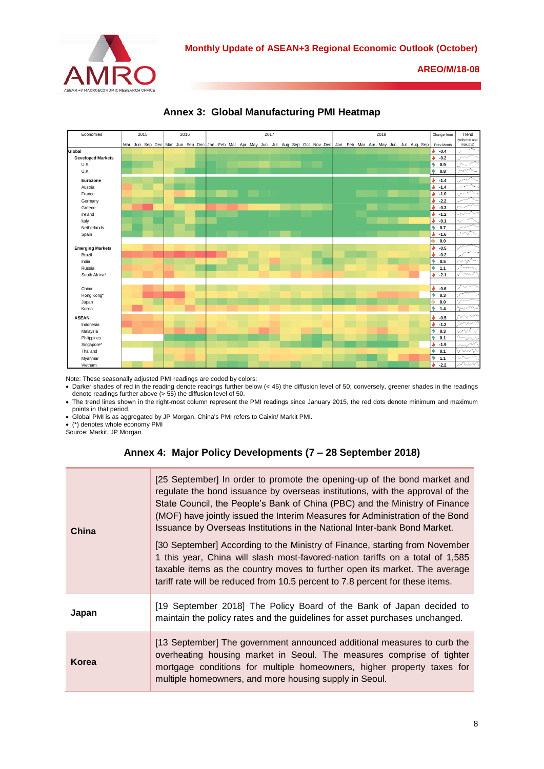## Annex 3: Global Manufacturing PMI Heatmap

| Economies | Change from Prev Month |
|---|---|
| **Global** | -0.4 |
| **Developed Markets** | -0.2 |
| U.S. | 0.9 |
| U.K. | 0.8 |
| **Eurozone** | -1.4 |
| Austria | -1.4 |
| France | -1.0 |
| Germany | -2.2 |
| Greece | -0.3 |
| Ireland | -1.2 |
| Italy | -0.1 |
| Netherlands | 0.7 |
| Spain | -1.6 |
| | 0.0 |
| **Emerging Markets** | -0.5 |
| Brazil | -0.2 |
| India | 0.5 |
| Russia | 1.1 |
| South Africa* | -2.1 |
| China | -0.6 |
| Hong Kong* | 0.3 |
| Japan | 0.0 |
| Korea | 1.4 |
| **ASEAN** | -0.5 |
| Indonesia | -1.2 |
| Malaysia | 0.3 |
| Philippines | 0.1 |
| Singapore* | -1.9 |
| Thailand | 0.1 |
| Myanmar | 1.1 |
| Vietnam | -2.2 |

Note: These seasonally adjusted PMI readings are coded by colors:

- Darker shades of red in the reading denote readings further below (< 45) the diffusion level of 50; conversely, greener shades in the readings denote readings further above (> 55) the diffusion level of 50.
- The trend lines shown in the right-most column represent the PMI readings since January 2015, the red dots denote minimum and maximum points in that period.
- Global PMI is as aggregated by JP Morgan. China's PMI refers to Caixin/ Markit PMI.
- (*) denotes whole economy PMI

Source: Markit, JP Morgan

## Annex 4: Major Policy Developments (7 – 28 September 2018)

| | |
|---|---|
| **China** | [25 September] In order to promote the opening-up of the bond market and regulate the bond issuance by overseas institutions, with the approval of the State Council, the People's Bank of China (PBC) and the Ministry of Finance (MOF) have jointly issued the Interim Measures for Administration of the Bond Issuance by Overseas Institutions in the National Inter-bank Bond Market.<br><br>[30 September] According to the Ministry of Finance, starting from November 1 this year, China will slash most-favored-nation tariffs on a total of 1,585 taxable items as the country moves to further open its market. The average tariff rate will be reduced from 10.5 percent to 7.8 percent for these items. |
| **Japan** | [19 September 2018] The Policy Board of the Bank of Japan decided to maintain the policy rates and the guidelines for asset purchases unchanged. |
| **Korea** | [13 September] The government announced additional measures to curb the overheating housing market in Seoul. The measures comprise of tighter mortgage conditions for multiple homeowners, higher property taxes for multiple homeowners, and more housing supply in Seoul. |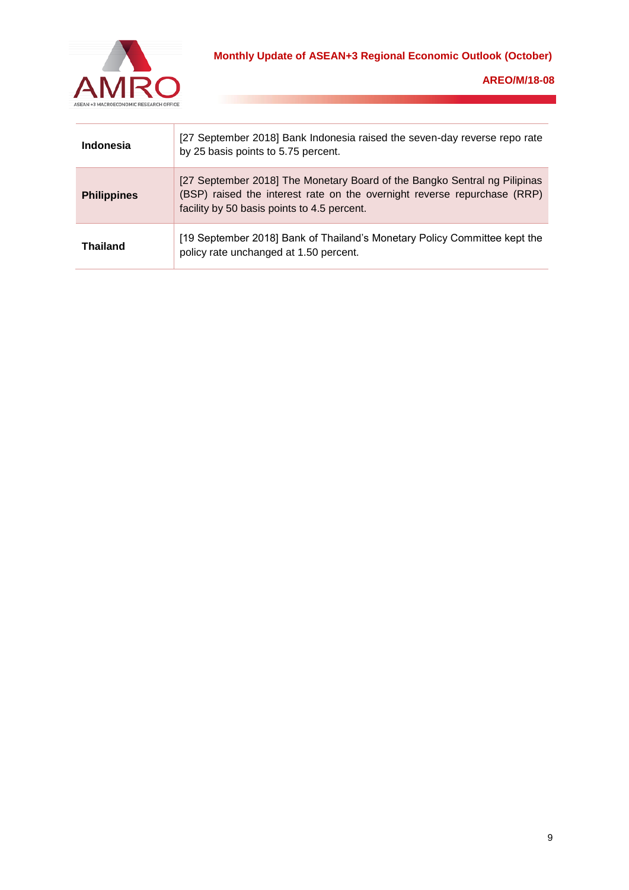| | |
|---|---|
| **Indonesia** | [27 September 2018] Bank Indonesia raised the seven-day reverse repo rate by 25 basis points to 5.75 percent. |
| **Philippines** | [27 September 2018] The Monetary Board of the Bangko Sentral ng Pilipinas (BSP) raised the interest rate on the overnight reverse repurchase (RRP) facility by 50 basis points to 4.5 percent. |
| **Thailand** | [19 September 2018] Bank of Thailand's Monetary Policy Committee kept the policy rate unchanged at 1.50 percent. |